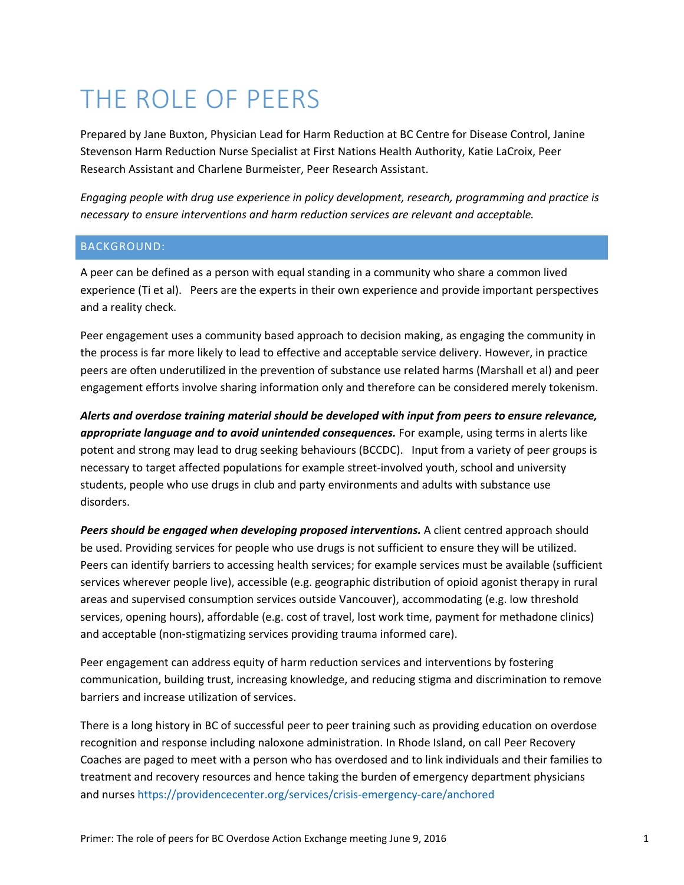# THE ROLE OF PEERS

Prepared by Jane Buxton, Physician Lead for Harm Reduction at BC Centre for Disease Control, Janine Stevenson Harm Reduction Nurse Specialist at First Nations Health Authority, Katie LaCroix, Peer Research Assistant and Charlene Burmeister, Peer Research Assistant.

*Engaging people with drug use experience in policy development, research, programming and practice is necessary to ensure interventions and harm reduction services are relevant and acceptable.*

## BACKGROUND:

A peer can be defined as a person with equal standing in a community who share a common lived experience (Ti et al). Peers are the experts in their own experience and provide important perspectives and a reality check.

Peer engagement uses a community based approach to decision making, as engaging the community in the process is far more likely to lead to effective and acceptable service delivery. However, in practice peers are often underutilized in the prevention of substance use related harms (Marshall et al) and peer engagement efforts involve sharing information only and therefore can be considered merely tokenism.

***Alerts and overdose training material should be developed with input from peers to ensure relevance, appropriate language and to avoid unintended consequences.*** For example, using terms in alerts like potent and strong may lead to drug seeking behaviours (BCCDC). Input from a variety of peer groups is necessary to target affected populations for example street-involved youth, school and university students, people who use drugs in club and party environments and adults with substance use disorders.

***Peers should be engaged when developing proposed interventions.*** A client centred approach should be used. Providing services for people who use drugs is not sufficient to ensure they will be utilized. Peers can identify barriers to accessing health services; for example services must be available (sufficient services wherever people live), accessible (e.g. geographic distribution of opioid agonist therapy in rural areas and supervised consumption services outside Vancouver), accommodating (e.g. low threshold services, opening hours), affordable (e.g. cost of travel, lost work time, payment for methadone clinics) and acceptable (non-stigmatizing services providing trauma informed care).

Peer engagement can address equity of harm reduction services and interventions by fostering communication, building trust, increasing knowledge, and reducing stigma and discrimination to remove barriers and increase utilization of services.

There is a long history in BC of successful peer to peer training such as providing education on overdose recognition and response including naloxone administration. In Rhode Island, on call Peer Recovery Coaches are paged to meet with a person who has overdosed and to link individuals and their families to treatment and recovery resources and hence taking the burden of emergency department physicians and nurses https://providencecenter.org/services/crisis-emergency-care/anchored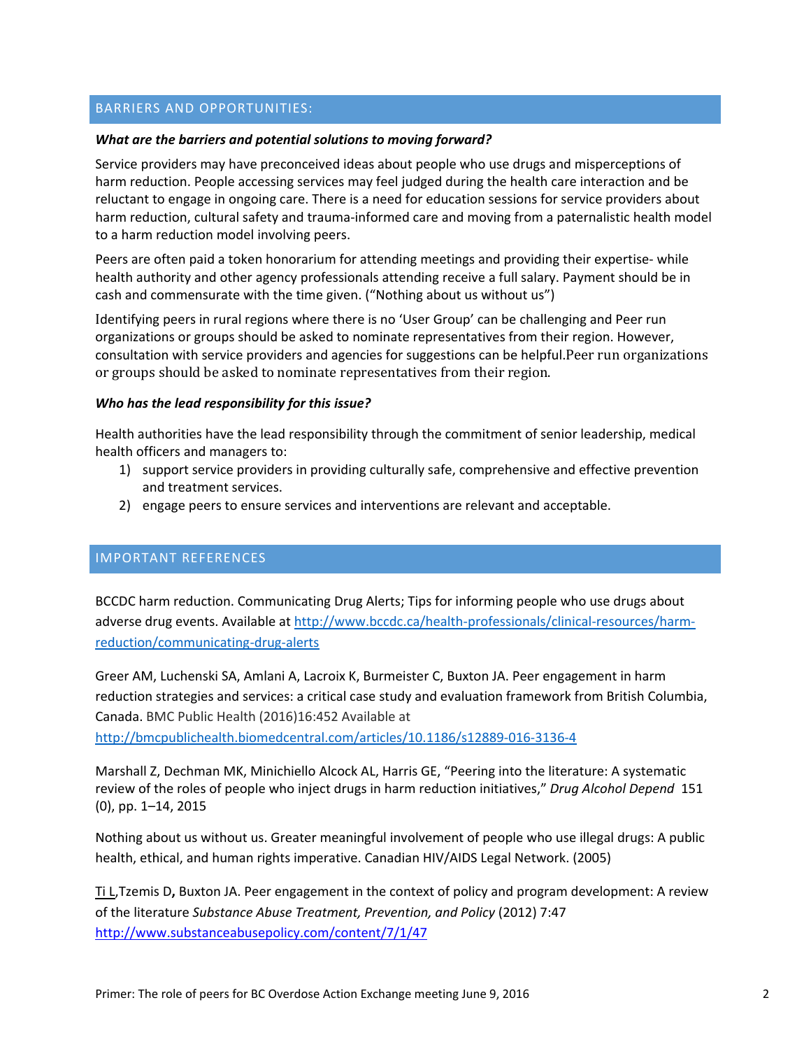## BARRIERS AND OPPORTUNITIES:

***What are the barriers and potential solutions to moving forward?***

Service providers may have preconceived ideas about people who use drugs and misperceptions of harm reduction. People accessing services may feel judged during the health care interaction and be reluctant to engage in ongoing care. There is a need for education sessions for service providers about harm reduction, cultural safety and trauma-informed care and moving from a paternalistic health model to a harm reduction model involving peers.

Peers are often paid a token honorarium for attending meetings and providing their expertise- while health authority and other agency professionals attending receive a full salary. Payment should be in cash and commensurate with the time given. ("Nothing about us without us")

Identifying peers in rural regions where there is no 'User Group' can be challenging and Peer run organizations or groups should be asked to nominate representatives from their region. However, consultation with service providers and agencies for suggestions can be helpful.Peer run organizations or groups should be asked to nominate representatives from their region.

***Who has the lead responsibility for this issue?***

Health authorities have the lead responsibility through the commitment of senior leadership, medical health officers and managers to:

1) support service providers in providing culturally safe, comprehensive and effective prevention and treatment services.
2) engage peers to ensure services and interventions are relevant and acceptable.

## IMPORTANT REFERENCES

BCCDC harm reduction. Communicating Drug Alerts; Tips for informing people who use drugs about adverse drug events. Available at http://www.bccdc.ca/health-professionals/clinical-resources/harm-reduction/communicating-drug-alerts

Greer AM, Luchenski SA, Amlani A, Lacroix K, Burmeister C, Buxton JA. Peer engagement in harm reduction strategies and services: a critical case study and evaluation framework from British Columbia, Canada. BMC Public Health (2016)16:452 Available at http://bmcpublichealth.biomedcentral.com/articles/10.1186/s12889-016-3136-4

Marshall Z, Dechman MK, Minichiello Alcock AL, Harris GE, "Peering into the literature: A systematic review of the roles of people who inject drugs in harm reduction initiatives," *Drug Alcohol Depend* 151 (0), pp. 1–14, 2015

Nothing about us without us. Greater meaningful involvement of people who use illegal drugs: A public health, ethical, and human rights imperative. Canadian HIV/AIDS Legal Network. (2005)

Ti L,Tzemis D**,** Buxton JA. Peer engagement in the context of policy and program development: A review of the literature *Substance Abuse Treatment, Prevention, and Policy* (2012) 7:47 http://www.substanceabusepolicy.com/content/7/1/47